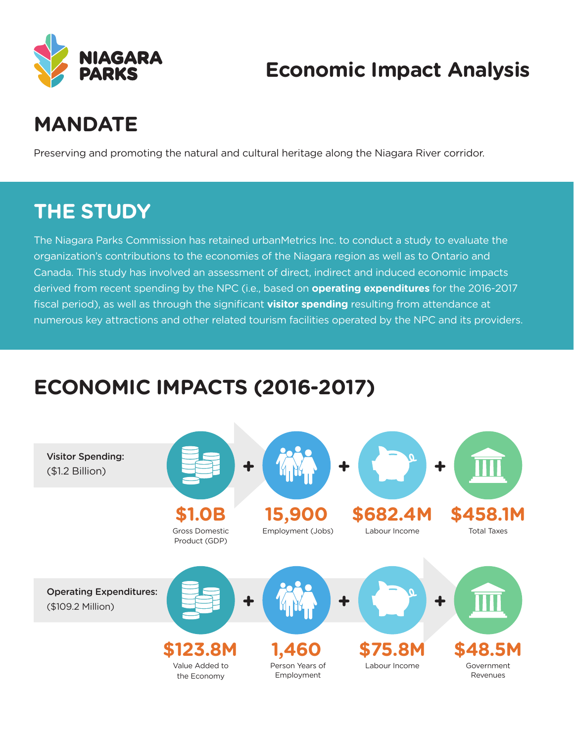NIAGARA PARKS

# Economic Impact Analysis

## MANDATE

Preserving and promoting the natural and cultural heritage along the Niagara River corridor.

## THE STUDY

The Niagara Parks Commission has retained urbanMetrics Inc. to conduct a study to evaluate the organization's contributions to the economies of the Niagara region as well as to Ontario and Canada. This study has involved an assessment of direct, indirect and induced economic impacts derived from recent spending by the NPC (i.e., based on **operating expenditures** for the 2016-2017 fiscal period), as well as through the significant **visitor spending** resulting from attendance at numerous key attractions and other related tourism facilities operated by the NPC and its providers.

## ECONOMIC IMPACTS (2016-2017)

**Visitor Spending:** ($1.2 Billion)

| $1.0B | + | 15,900 | + | $682.4M | + | $458.1M |
|---|---|---|---|---|---|---|
| Gross Domestic Product (GDP) | | Employment (Jobs) | | Labour Income | | Total Taxes |

**Operating Expenditures:** ($109.2 Million)

| $123.8M | + | 1,460 | + | $75.8M | + | $48.5M |
|---|---|---|---|---|---|---|
| Value Added to the Economy | | Person Years of Employment | | Labour Income | | Government Revenues |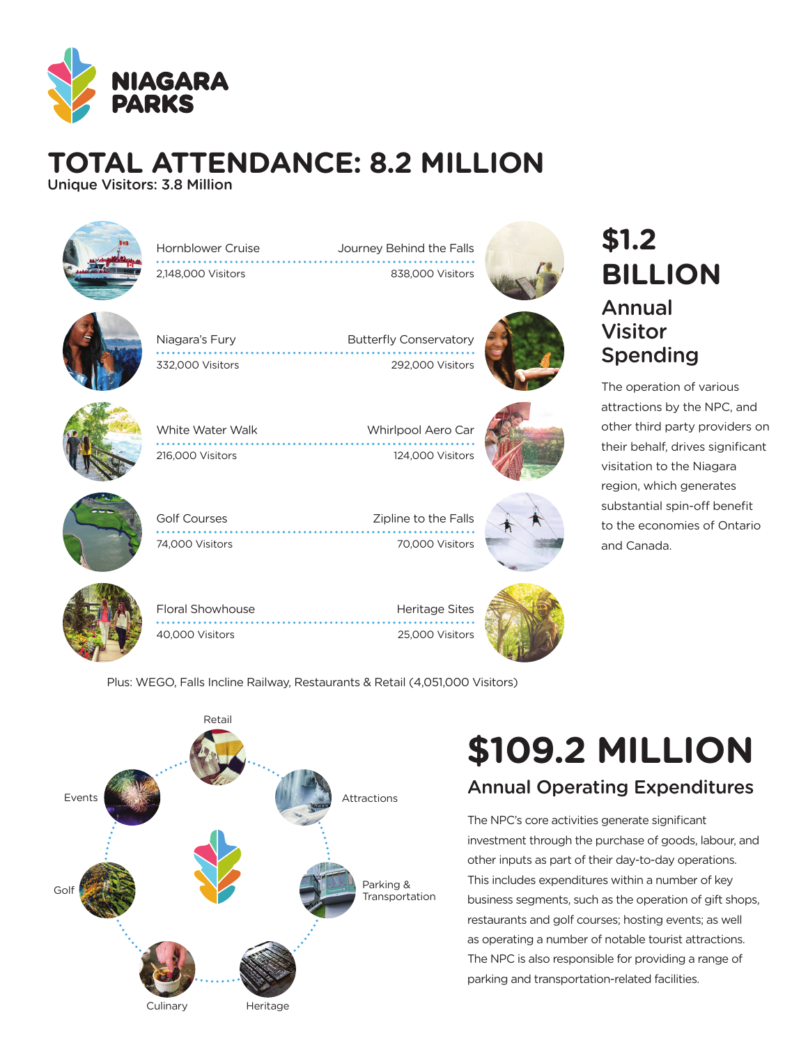NIAGARA PARKS

# TOTAL ATTENDANCE: 8.2 MILLION

Unique Visitors: 3.8 Million

| | |
|---|---|
| Hornblower Cruise<br>2,148,000 Visitors | Journey Behind the Falls<br>838,000 Visitors |
| Niagara's Fury<br>332,000 Visitors | Butterfly Conservatory<br>292,000 Visitors |
| White Water Walk<br>216,000 Visitors | Whirlpool Aero Car<br>124,000 Visitors |
| Golf Courses<br>74,000 Visitors | Zipline to the Falls<br>70,000 Visitors |
| Floral Showhouse<br>40,000 Visitors | Heritage Sites<br>25,000 Visitors |

Plus: WEGO, Falls Incline Railway, Restaurants & Retail (4,051,000 Visitors)

## $1.2 BILLION

### Annual Visitor Spending

The operation of various attractions by the NPC, and other third party providers on their behalf, drives significant visitation to the Niagara region, which generates substantial spin-off benefit to the economies of Ontario and Canada.

Retail

Attractions

Parking & Transportation

Heritage

Culinary

Golf

Events

## $109.2 MILLION

### Annual Operating Expenditures

The NPC's core activities generate significant investment through the purchase of goods, labour, and other inputs as part of their day-to-day operations. This includes expenditures within a number of key business segments, such as the operation of gift shops, restaurants and golf courses; hosting events; as well as operating a number of notable tourist attractions. The NPC is also responsible for providing a range of parking and transportation-related facilities.